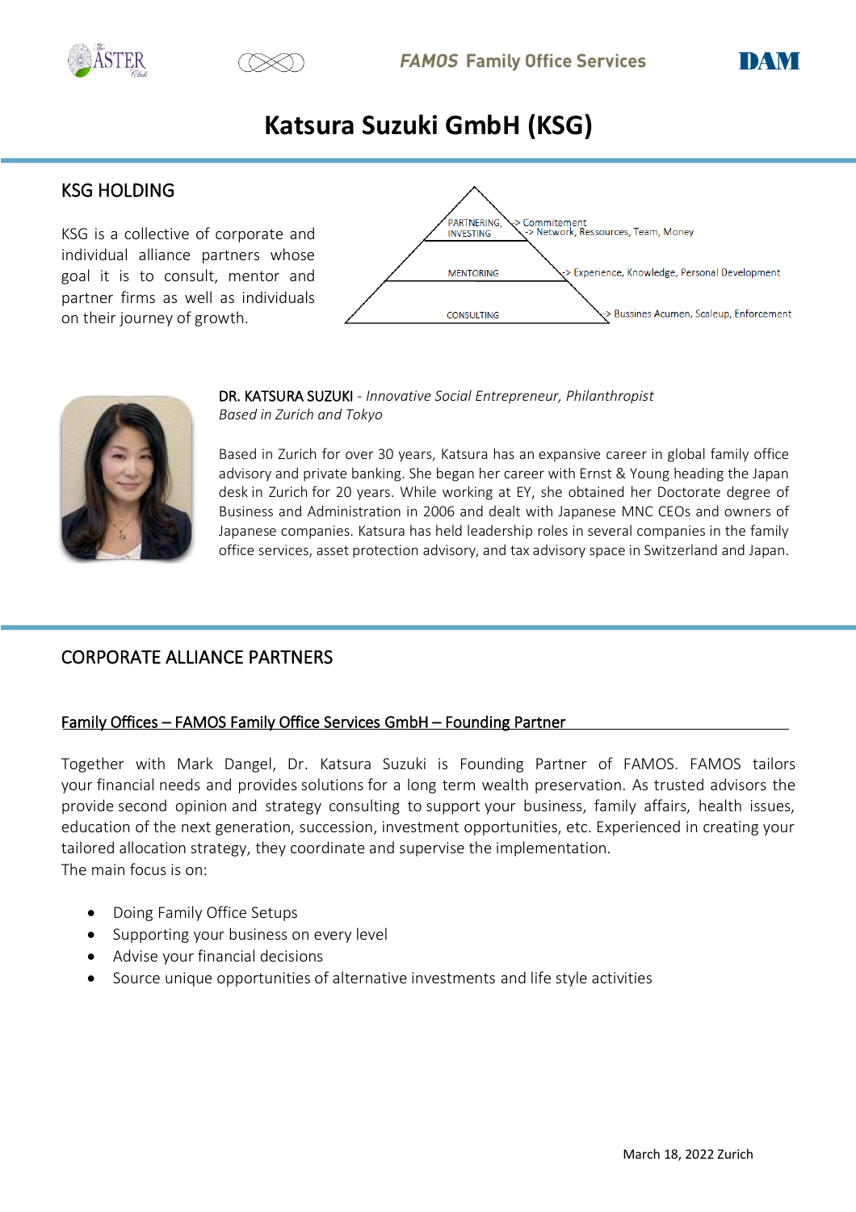# Katsura Suzuki GmbH (KSG)

## KSG HOLDING

KSG is a collective of corporate and individual alliance partners whose goal it is to consult, mentor and partner firms as well as individuals on their journey of growth.

- PARTNERING, INVESTING -> Commitement -> Network, Ressources, Team, Money
- MENTORING -> Experience, Knowledge, Personal Development
- CONSULTING -> Bussines Acumen, Scaleup, Enforcement

DR. KATSURA SUZUKI - *Innovative Social Entrepreneur, Philanthropist*
*Based in Zurich and Tokyo*

Based in Zurich for over 30 years, Katsura has an expansive career in global family office advisory and private banking. She began her career with Ernst & Young heading the Japan desk in Zurich for 20 years. While working at EY, she obtained her Doctorate degree of Business and Administration in 2006 and dealt with Japanese MNC CEOs and owners of Japanese companies. Katsura has held leadership roles in several companies in the family office services, asset protection advisory, and tax advisory space in Switzerland and Japan.

## CORPORATE ALLIANCE PARTNERS

### Family Offices – FAMOS Family Office Services GmbH – Founding Partner

Together with Mark Dangel, Dr. Katsura Suzuki is Founding Partner of FAMOS. FAMOS tailors your financial needs and provides solutions for a long term wealth preservation. As trusted advisors the provide second opinion and strategy consulting to support your business, family affairs, health issues, education of the next generation, succession, investment opportunities, etc. Experienced in creating your tailored allocation strategy, they coordinate and supervise the implementation.
The main focus is on:

- Doing Family Office Setups
- Supporting your business on every level
- Advise your financial decisions
- Source unique opportunities of alternative investments and life style activities

March 18, 2022 Zurich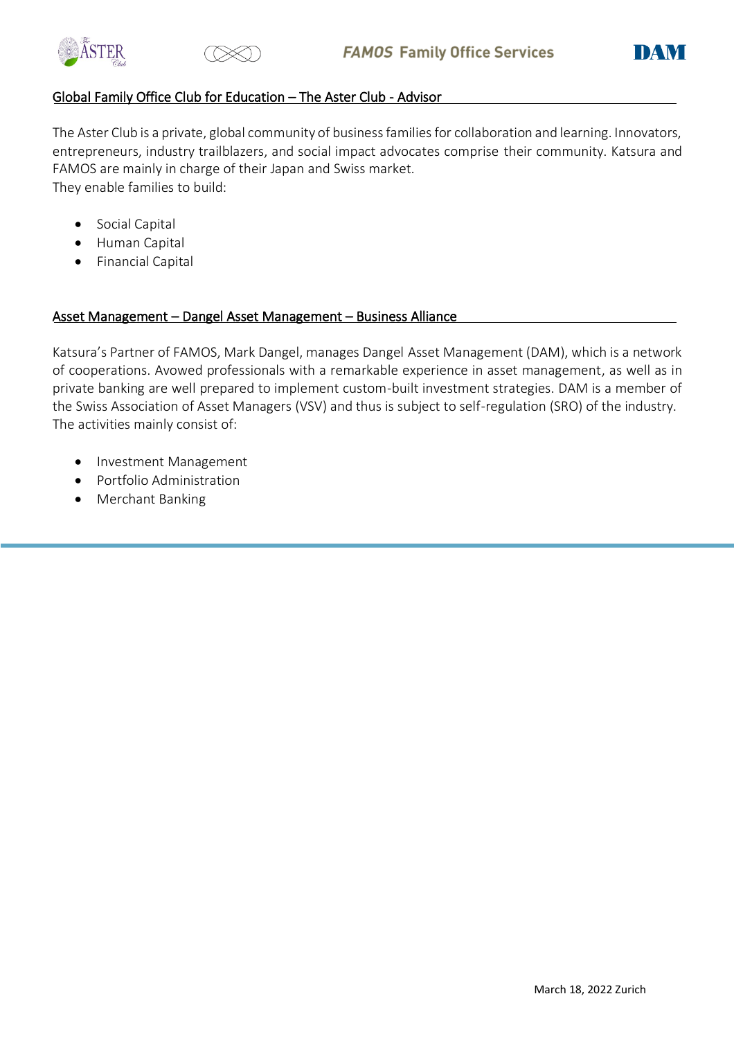## Global Family Office Club for Education – The Aster Club - Advisor

The Aster Club is a private, global community of business families for collaboration and learning. Innovators, entrepreneurs, industry trailblazers, and social impact advocates comprise their community. Katsura and FAMOS are mainly in charge of their Japan and Swiss market.
They enable families to build:

- Social Capital
- Human Capital
- Financial Capital

## Asset Management – Dangel Asset Management – Business Alliance

Katsura's Partner of FAMOS, Mark Dangel, manages Dangel Asset Management (DAM), which is a network of cooperations. Avowed professionals with a remarkable experience in asset management, as well as in private banking are well prepared to implement custom-built investment strategies. DAM is a member of the Swiss Association of Asset Managers (VSV) and thus is subject to self-regulation (SRO) of the industry.
The activities mainly consist of:

- Investment Management
- Portfolio Administration
- Merchant Banking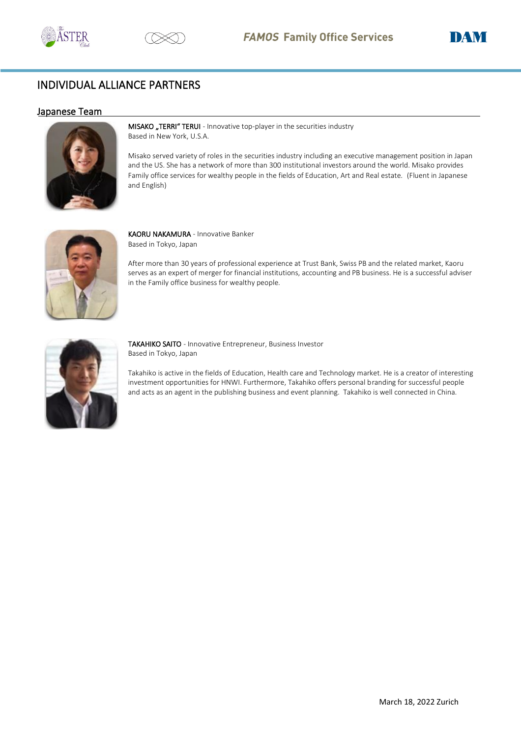# INDIVIDUAL ALLIANCE PARTNERS

## Japanese Team

**MISAKO „TERRI" TERUI** - Innovative top-player in the securities industry
Based in New York, U.S.A.

Misako served variety of roles in the securities industry including an executive management position in Japan and the US. She has a network of more than 300 institutional investors around the world. Misako provides Family office services for wealthy people in the fields of Education, Art and Real estate. (Fluent in Japanese and English)

**KAORU NAKAMURA** - Innovative Banker
Based in Tokyo, Japan

After more than 30 years of professional experience at Trust Bank, Swiss PB and the related market, Kaoru serves as an expert of merger for financial institutions, accounting and PB business. He is a successful adviser in the Family office business for wealthy people.

**TAKAHIKO SAITO** - Innovative Entrepreneur, Business Investor
Based in Tokyo, Japan

Takahiko is active in the fields of Education, Health care and Technology market. He is a creator of interesting investment opportunities for HNWI. Furthermore, Takahiko offers personal branding for successful people and acts as an agent in the publishing business and event planning. Takahiko is well connected in China.

March 18, 2022 Zurich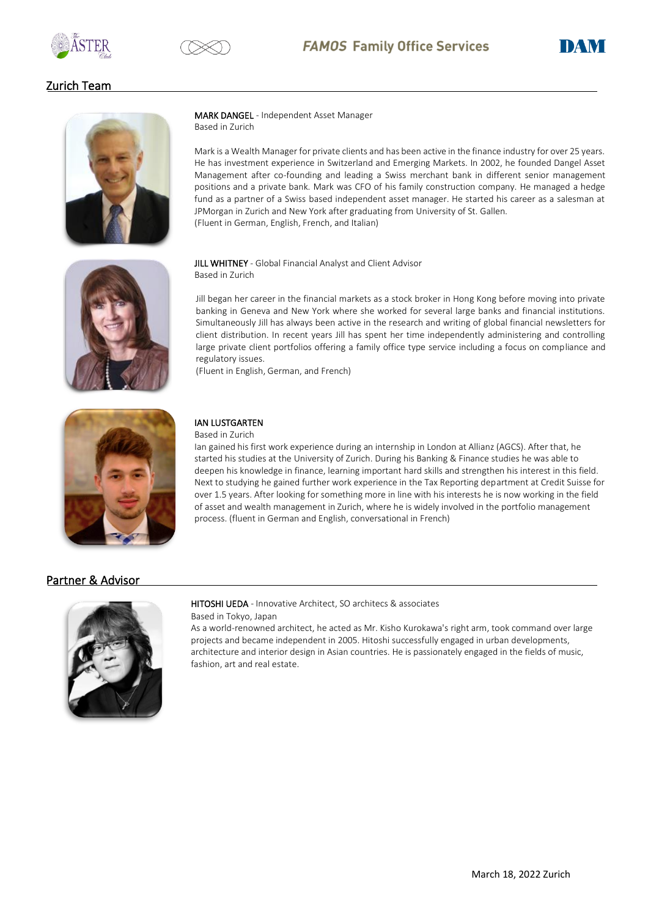## Zurich Team

**MARK DANGEL** - Independent Asset Manager
Based in Zurich

Mark is a Wealth Manager for private clients and has been active in the finance industry for over 25 years. He has investment experience in Switzerland and Emerging Markets. In 2002, he founded Dangel Asset Management after co-founding and leading a Swiss merchant bank in different senior management positions and a private bank. Mark was CFO of his family construction company. He managed a hedge fund as a partner of a Swiss based independent asset manager. He started his career as a salesman at JPMorgan in Zurich and New York after graduating from University of St. Gallen.
(Fluent in German, English, French, and Italian)

**JILL WHITNEY** - Global Financial Analyst and Client Advisor
Based in Zurich

Jill began her career in the financial markets as a stock broker in Hong Kong before moving into private banking in Geneva and New York where she worked for several large banks and financial institutions. Simultaneously Jill has always been active in the research and writing of global financial newsletters for client distribution. In recent years Jill has spent her time independently administering and controlling large private client portfolios offering a family office type service including a focus on compliance and regulatory issues.
(Fluent in English, German, and French)

**IAN LUSTGARTEN**
Based in Zurich
Ian gained his first work experience during an internship in London at Allianz (AGCS). After that, he started his studies at the University of Zurich. During his Banking & Finance studies he was able to deepen his knowledge in finance, learning important hard skills and strengthen his interest in this field. Next to studying he gained further work experience in the Tax Reporting department at Credit Suisse for over 1.5 years. After looking for something more in line with his interests he is now working in the field of asset and wealth management in Zurich, where he is widely involved in the portfolio management process. (fluent in German and English, conversational in French)

## Partner & Advisor

**HITOSHI UEDA** - Innovative Architect, SO architecs & associates
Based in Tokyo, Japan
As a world-renowned architect, he acted as Mr. Kisho Kurokawa's right arm, took command over large projects and became independent in 2005. Hitoshi successfully engaged in urban developments, architecture and interior design in Asian countries. He is passionately engaged in the fields of music, fashion, art and real estate.

March 18, 2022 Zurich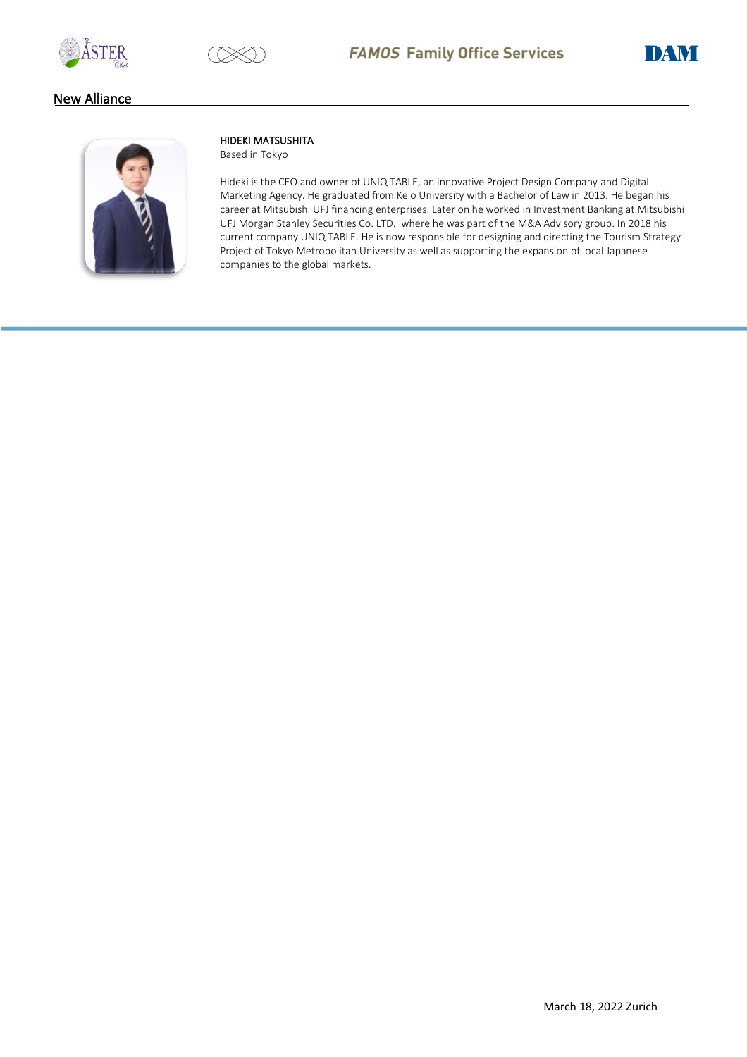## New Alliance

**HIDEKI MATSUSHITA**
Based in Tokyo

Hideki is the CEO and owner of UNIQ TABLE, an innovative Project Design Company and Digital Marketing Agency. He graduated from Keio University with a Bachelor of Law in 2013. He began his career at Mitsubishi UFJ financing enterprises. Later on he worked in Investment Banking at Mitsubishi UFJ Morgan Stanley Securities Co. LTD. where he was part of the M&A Advisory group. In 2018 his current company UNIQ TABLE. He is now responsible for designing and directing the Tourism Strategy Project of Tokyo Metropolitan University as well as supporting the expansion of local Japanese companies to the global markets.

March 18, 2022 Zurich